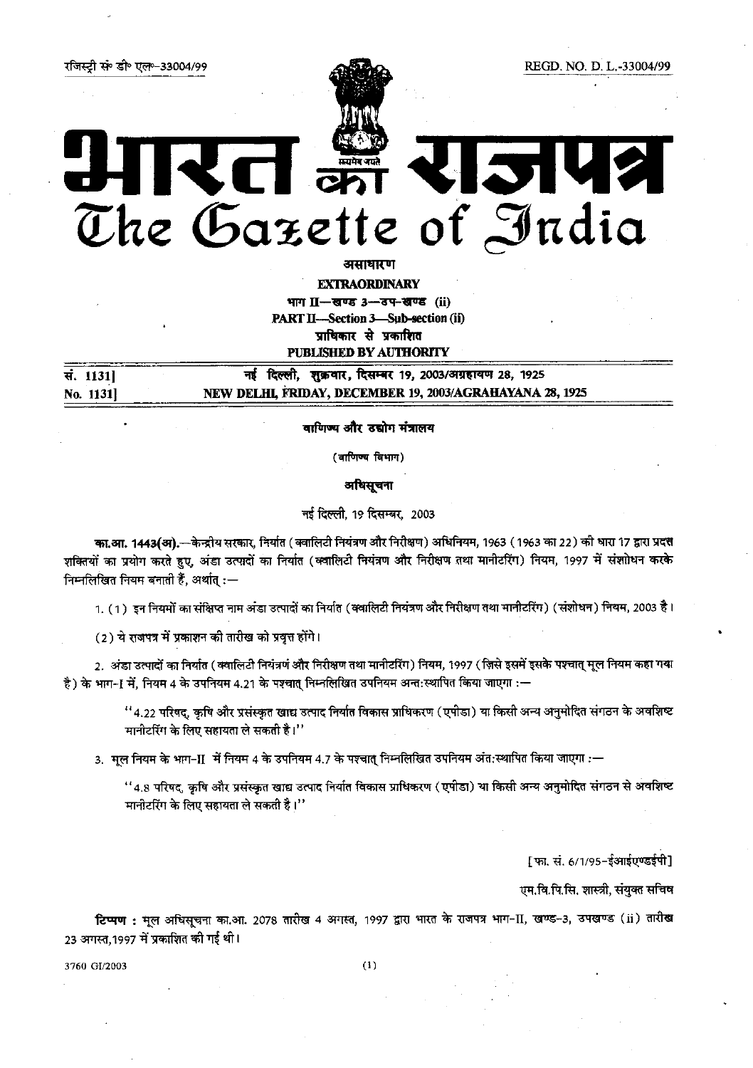रजिस्ट्री सं० डी० एल०-33004/99 REGD. NO. D. L.-33004/99

# भारत का राजपत्र
# The Gazette of India

**असाधारण**

**EXTRAORDINARY**

**भाग II—खण्ड 3—उप-खण्ड (ii)**

**PART II—Section 3—Sub-section (ii)**

**प्राधिकार से प्रकाशित**

**PUBLISHED BY AUTHORITY**

| सं. 1131] | नई दिल्ली, शुक्रवार, दिसम्बर 19, 2003/अग्रहायण 28, 1925 |
|---|---|
| No. 1131] | NEW DELHI, FRIDAY, DECEMBER 19, 2003/AGRAHAYANA 28, 1925 |

**वाणिज्य और उद्योग मंत्रालय**

(वाणिज्य विभाग)

**अधिसूचना**

नई दिल्ली, 19 दिसम्बर, 2003

**का.आ. 1443(अ).**—केन्द्रीय सरकार, निर्यात (क्वालिटी नियंत्रण और निरीक्षण) अधिनियम, 1963 (1963 का 22) की धारा 17 द्वारा प्रदत्त शक्तियों का प्रयोग करते हुए, अंडा उत्पादों का निर्यात (क्वालिटी नियंत्रण और निरीक्षण तथा मानीटरिंग) नियम, 1997 में संशोधन करके निम्नलिखित नियम बनाती हैं, अर्थात् :—

1. (1) इन नियमों का संक्षिप्त नाम अंडा उत्पादों का निर्यात (क्वालिटी नियंत्रण और निरीक्षण तथा मानीटरिंग) (संशोधन) नियम, 2003 है।

(2) ये राजपत्र में प्रकाशन की तारीख को प्रवृत्त होंगे।

2. अंडा उत्पादों का निर्यात (क्वालिटी नियंत्रण और निरीक्षण तथा मानीटरिंग) नियम, 1997 (जिसे इसमें इसके पश्चात् मूल नियम कहा गया है) के भाग-I में, नियम 4 के उपनियम 4.21 के पश्चात् निम्नलिखित उपनियम अन्त:स्थापित किया जाएगा :—

> "4.22 परिषद्, कृषि और प्रसंस्कृत खाद्य उत्पाद निर्यात विकास प्राधिकरण (एपीडा) या किसी अन्य अनुमोदित संगठन के अवशिष्ट मानीटरिंग के लिए सहायता ले सकती है।"

3. मूल नियम के भाग-II में नियम 4 के उपनियम 4.7 के पश्चात् निम्नलिखित उपनियम अंत:स्थापित किया जाएगा :—

> "4.8 परिषद्, कृषि और प्रसंस्कृत खाद्य उत्पाद निर्यात विकास प्राधिकरण (एपीडा) या किसी अन्य अनुमोदित संगठन से अवशिष्ट मानीटरिंग के लिए सहायता ले सकती है।"

[फा. सं. 6/1/95-ईआईएण्डईपी]

एम.वि.पि.सि. शास्त्री, संयुक्त सचिव

**टिप्पण :** मूल अधिसूचना का.आ. 2078 तारीख 4 अगस्त, 1997 द्वारा भारत के राजपत्र भाग-II, खण्ड-3, उपखण्ड (ii) तारीख 23 अगस्त, 1997 में प्रकाशित की गई थी।

3760 GI/2003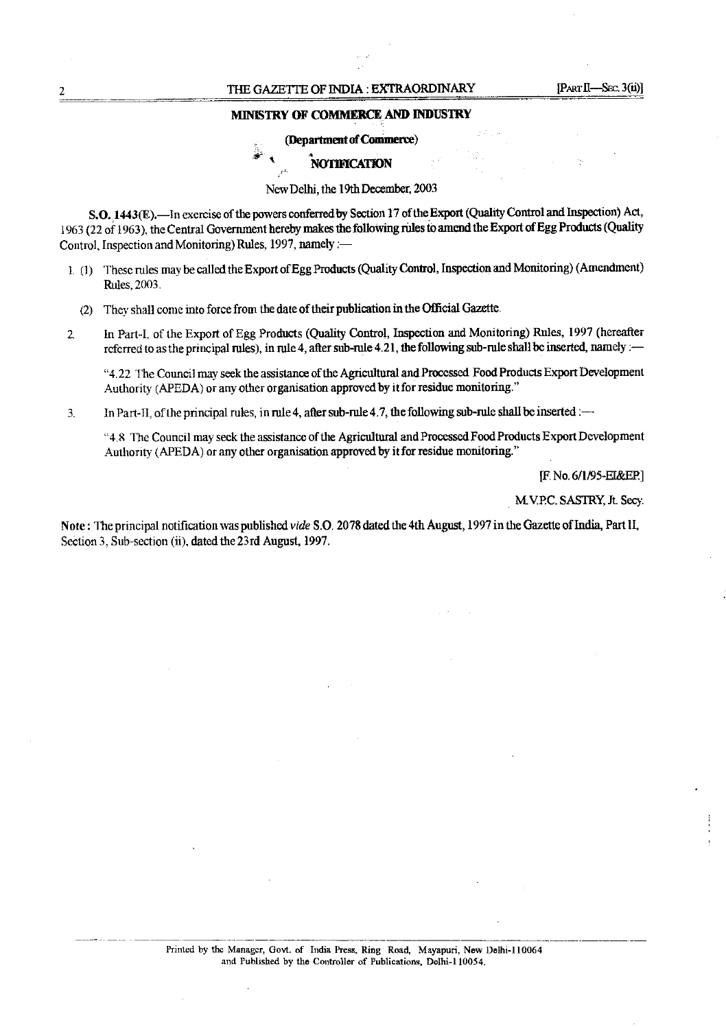## MINISTRY OF COMMERCE AND INDUSTRY

### (Department of Commerce)

### NOTIFICATION

New Delhi, the 19th December, 2003

**S.O. 1443(E).**—In exercise of the powers conferred by Section 17 of the Export (Quality Control and Inspection) Act, 1963 (22 of 1963), the Central Government hereby makes the following rules to amend the Export of Egg Products (Quality Control, Inspection and Monitoring) Rules, 1997, namely :—

1. (1) These rules may be called the Export of Egg Products (Quality Control, Inspection and Monitoring) (Amendment) Rules, 2003.

   (2) They shall come into force from the date of their publication in the Official Gazette.

2. In Part-I, of the Export of Egg Products (Quality Control, Inspection and Monitoring) Rules, 1997 (hereafter referred to as the principal rules), in rule 4, after sub-rule 4.21, the following sub-rule shall be inserted, namely :—

   "4.22 The Council may seek the assistance of the Agricultural and Processed Food Products Export Development Authority (APEDA) or any other organisation approved by it for residue monitoring."

3. In Part-II, of the principal rules, in rule 4, after sub-rule 4.7, the following sub-rule shall be inserted :—

   "4.8 The Council may seek the assistance of the Agricultural and Processed Food Products Export Development Authority (APEDA) or any other organisation approved by it for residue monitoring."

[F. No. 6/1/95-EI&EP.]

M.V.P.C. SASTRY, Jt. Secy.

**Note :** The principal notification was published *vide* S.O. 2078 dated the 4th August, 1997 in the Gazette of India, Part II, Section 3, Sub-section (ii), dated the 23rd August, 1997.

Printed by the Manager, Govt. of India Press, Ring Road, Mayapuri, New Delhi-110064 and Published by the Controller of Publications, Delhi-110054.